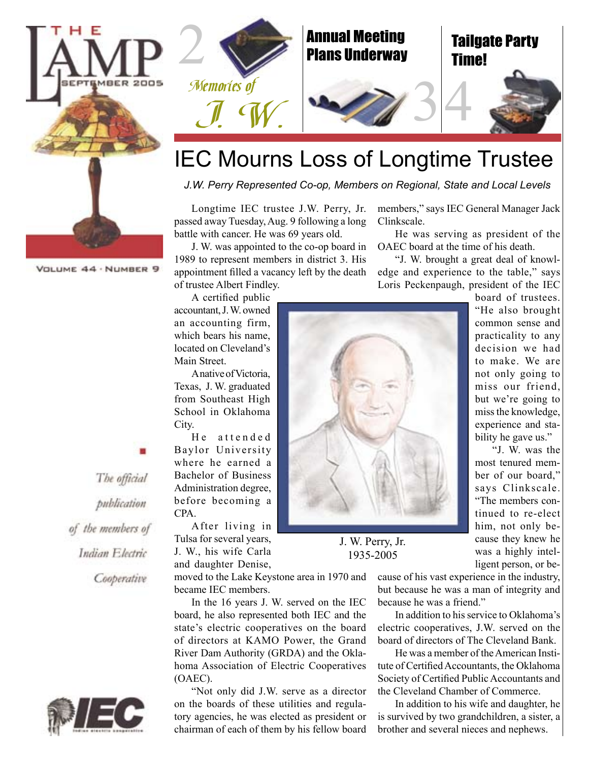# THE LAMP

SEPTEMBER 2005

VOLUME 44 · NUMBER 9

2 *Memories of J. W.*

3 Annual Meeting Plans Underway

4 Tailgate Party Time!

# IEC Mourns Loss of Longtime Trustee

*J.W. Perry Represented Co-op, Members on Regional, State and Local Levels*

Longtime IEC trustee J.W. Perry, Jr. passed away Tuesday, Aug. 9 following a long battle with cancer. He was 69 years old.

J. W. was appointed to the co-op board in 1989 to represent members in district 3. His appointment filled a vacancy left by the death of trustee Albert Findley.

A certified public accountant, J. W. owned an accounting firm, which bears his name, located on Cleveland's Main Street.

A native of Victoria, Texas, J. W. graduated from Southeast High School in Oklahoma City.

He attended Baylor University where he earned a Bachelor of Business Administration degree, before becoming a CPA.

After living in Tulsa for several years, J. W., his wife Carla and daughter Denise, moved to the Lake Keystone area in 1970 and became IEC members.

In the 16 years J. W. served on the IEC board, he also represented both IEC and the state's electric cooperatives on the board of directors at KAMO Power, the Grand River Dam Authority (GRDA) and the Oklahoma Association of Electric Cooperatives (OAEC).

"Not only did J.W. serve as a director on the boards of these utilities and regulatory agencies, he was elected as president or chairman of each of them by his fellow board members," says IEC General Manager Jack Clinkscale.

He was serving as president of the OAEC board at the time of his death.

"J. W. brought a great deal of knowledge and experience to the table," says Loris Peckenpaugh, president of the IEC board of trustees. "He also brought common sense and practicality to any decision we had to make. We are not only going to miss our friend, but we're going to miss the knowledge, experience and stability he gave us."

"J. W. was the most tenured member of our board," says Clinkscale. "The members continued to re-elect him, not only because they knew he was a highly intelligent person, or because of his vast experience in the industry, but because he was a man of integrity and because he was a friend."

In addition to his service to Oklahoma's electric cooperatives, J.W. served on the board of directors of The Cleveland Bank.

He was a member of the American Institute of Certified Accountants, the Oklahoma Society of Certified Public Accountants and the Cleveland Chamber of Commerce.

In addition to his wife and daughter, he is survived by two grandchildren, a sister, a brother and several nieces and nephews.

J. W. Perry, Jr.
1935-2005

*The official publication of the members of Indian Electric Cooperative*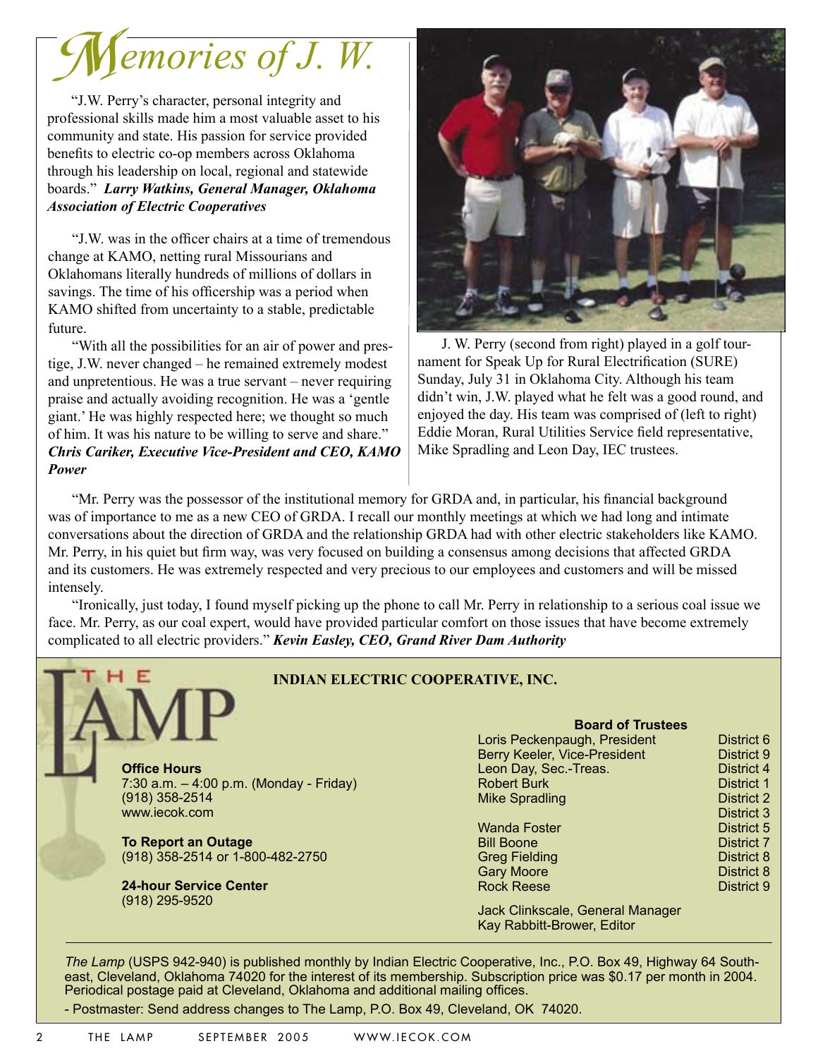# Memories of J. W.

"J.W. Perry's character, personal integrity and professional skills made him a most valuable asset to his community and state. His passion for service provided benefits to electric co-op members across Oklahoma through his leadership on local, regional and statewide boards." ***Larry Watkins, General Manager, Oklahoma Association of Electric Cooperatives***

"J.W. was in the officer chairs at a time of tremendous change at KAMO, netting rural Missourians and Oklahomans literally hundreds of millions of dollars in savings. The time of his officership was a period when KAMO shifted from uncertainty to a stable, predictable future.

"With all the possibilities for an air of power and prestige, J.W. never changed – he remained extremely modest and unpretentious. He was a true servant – never requiring praise and actually avoiding recognition. He was a 'gentle giant.' He was highly respected here; we thought so much of him. It was his nature to be willing to serve and share." ***Chris Cariker, Executive Vice-President and CEO, KAMO Power***

J. W. Perry (second from right) played in a golf tournament for Speak Up for Rural Electrification (SURE) Sunday, July 31 in Oklahoma City. Although his team didn't win, J.W. played what he felt was a good round, and enjoyed the day. His team was comprised of (left to right) Eddie Moran, Rural Utilities Service field representative, Mike Spradling and Leon Day, IEC trustees.

"Mr. Perry was the possessor of the institutional memory for GRDA and, in particular, his financial background was of importance to me as a new CEO of GRDA. I recall our monthly meetings at which we had long and intimate conversations about the direction of GRDA and the relationship GRDA had with other electric stakeholders like KAMO. Mr. Perry, in his quiet but firm way, was very focused on building a consensus among decisions that affected GRDA and its customers. He was extremely respected and very precious to our employees and customers and will be missed intensely.

"Ironically, just today, I found myself picking up the phone to call Mr. Perry in relationship to a serious coal issue we face. Mr. Perry, as our coal expert, would have provided particular comfort on those issues that have become extremely complicated to all electric providers." ***Kevin Easley, CEO, Grand River Dam Authority***

---

## THE LAMP

**INDIAN ELECTRIC COOPERATIVE, INC.**

**Office Hours**
7:30 a.m. – 4:00 p.m. (Monday - Friday)
(918) 358-2514
www.iecok.com

**To Report an Outage**
(918) 358-2514 or 1-800-482-2750

**24-hour Service Center**
(918) 295-9520

**Board of Trustees**

| | |
|---|---|
| Loris Peckenpaugh, President | District 6 |
| Berry Keeler, Vice-President | District 9 |
| Leon Day, Sec.-Treas. | District 4 |
| Robert Burk | District 1 |
| Mike Spradling | District 2 |
| | District 3 |
| Wanda Foster | District 5 |
| Bill Boone | District 7 |
| Greg Fielding | District 8 |
| Gary Moore | District 8 |
| Rock Reese | District 9 |

Jack Clinkscale, General Manager
Kay Rabbitt-Brower, Editor

*The Lamp* (USPS 942-940) is published monthly by Indian Electric Cooperative, Inc., P.O. Box 49, Highway 64 Southeast, Cleveland, Oklahoma 74020 for the interest of its membership. Subscription price was $0.17 per month in 2004. Periodical postage paid at Cleveland, Oklahoma and additional mailing offices.

- Postmaster: Send address changes to The Lamp, P.O. Box 49, Cleveland, OK 74020.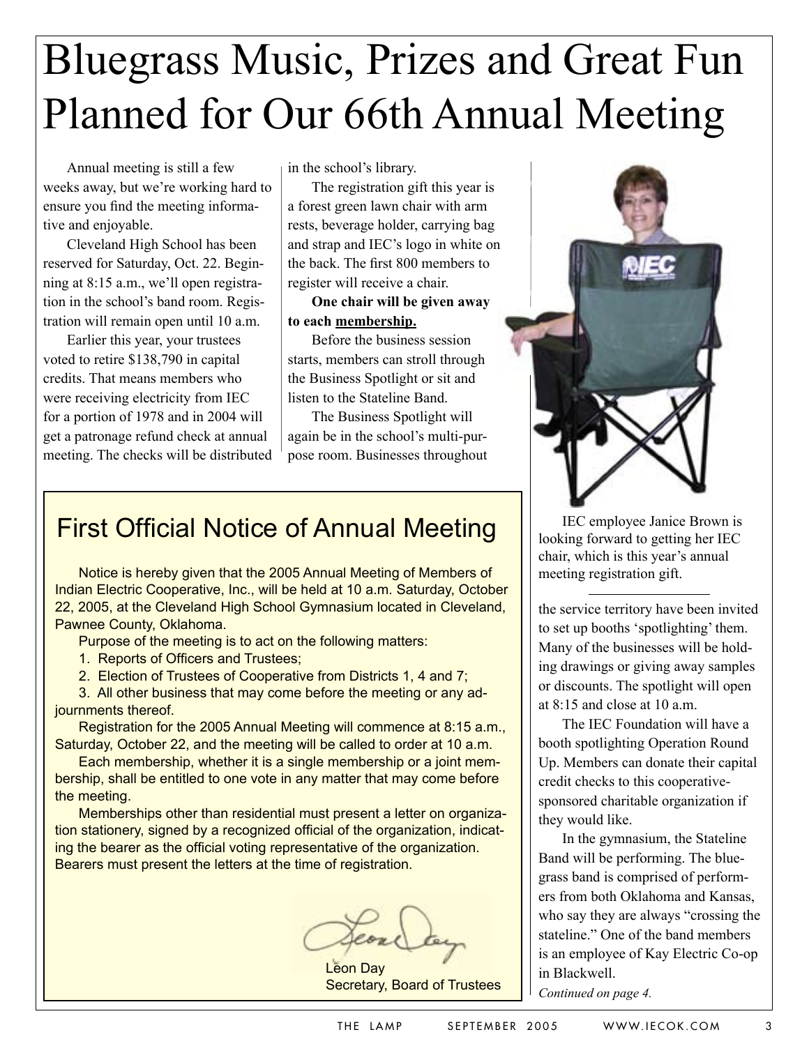# Bluegrass Music, Prizes and Great Fun Planned for Our 66th Annual Meeting

Annual meeting is still a few weeks away, but we're working hard to ensure you find the meeting informative and enjoyable.

Cleveland High School has been reserved for Saturday, Oct. 22. Beginning at 8:15 a.m., we'll open registration in the school's band room. Registration will remain open until 10 a.m.

Earlier this year, your trustees voted to retire $138,790 in capital credits. That means members who were receiving electricity from IEC for a portion of 1978 and in 2004 will get a patronage refund check at annual meeting. The checks will be distributed in the school's library.

The registration gift this year is a forest green lawn chair with arm rests, beverage holder, carrying bag and strap and IEC's logo in white on the back. The first 800 members to register will receive a chair.

**One chair will be given away to each membership.**

Before the business session starts, members can stroll through the Business Spotlight or sit and listen to the Stateline Band.

The Business Spotlight will again be in the school's multi-purpose room. Businesses throughout the service territory have been invited to set up booths 'spotlighting' them. Many of the businesses will be holding drawings or giving away samples or discounts. The spotlight will open at 8:15 and close at 10 a.m.

The IEC Foundation will have a booth spotlighting Operation Round Up. Members can donate their capital credit checks to this cooperative-sponsored charitable organization if they would like.

In the gymnasium, the Stateline Band will be performing. The bluegrass band is comprised of performers from both Oklahoma and Kansas, who say they are always "crossing the stateline." One of the band members is an employee of Kay Electric Co-op in Blackwell.

*Continued on page 4.*

IEC employee Janice Brown is looking forward to getting her IEC chair, which is this year's annual meeting registration gift.

## First Official Notice of Annual Meeting

Notice is hereby given that the 2005 Annual Meeting of Members of Indian Electric Cooperative, Inc., will be held at 10 a.m. Saturday, October 22, 2005, at the Cleveland High School Gymnasium located in Cleveland, Pawnee County, Oklahoma.

Purpose of the meeting is to act on the following matters:

1. Reports of Officers and Trustees;
2. Election of Trustees of Cooperative from Districts 1, 4 and 7;
3. All other business that may come before the meeting or any adjournments thereof.

Registration for the 2005 Annual Meeting will commence at 8:15 a.m., Saturday, October 22, and the meeting will be called to order at 10 a.m.

Each membership, whether it is a single membership or a joint membership, shall be entitled to one vote in any matter that may come before the meeting.

Memberships other than residential must present a letter on organization stationery, signed by a recognized official of the organization, indicating the bearer as the official voting representative of the organization. Bearers must present the letters at the time of registration.

Leon Day
Secretary, Board of Trustees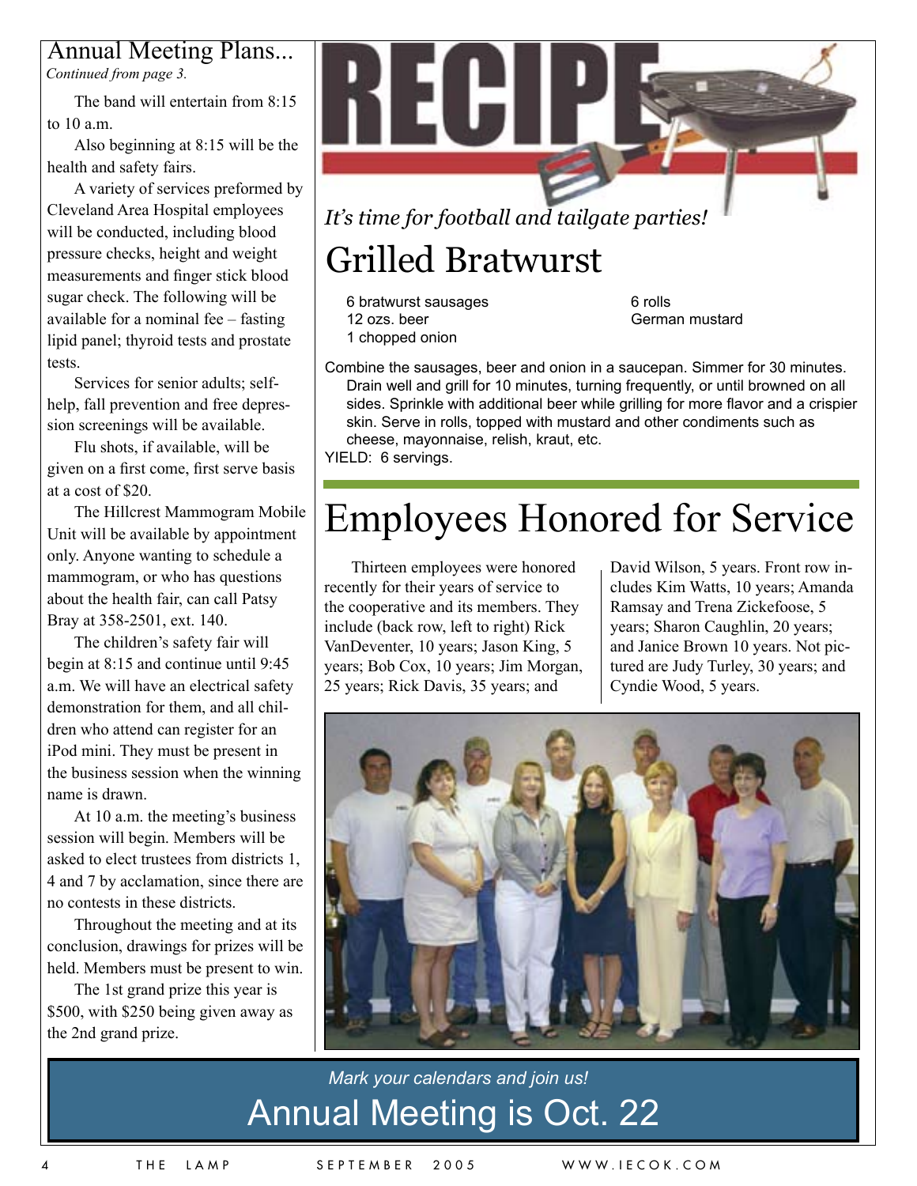## Annual Meeting Plans...

*Continued from page 3.*

The band will entertain from 8:15 to 10 a.m.

Also beginning at 8:15 will be the health and safety fairs.

A variety of services preformed by Cleveland Area Hospital employees will be conducted, including blood pressure checks, height and weight measurements and finger stick blood sugar check. The following will be available for a nominal fee – fasting lipid panel; thyroid tests and prostate tests.

Services for senior adults; self-help, fall prevention and free depression screenings will be available.

Flu shots, if available, will be given on a first come, first serve basis at a cost of $20.

The Hillcrest Mammogram Mobile Unit will be available by appointment only. Anyone wanting to schedule a mammogram, or who has questions about the health fair, can call Patsy Bray at 358-2501, ext. 140.

The children's safety fair will begin at 8:15 and continue until 9:45 a.m. We will have an electrical safety demonstration for them, and all children who attend can register for an iPod mini. They must be present in the business session when the winning name is drawn.

At 10 a.m. the meeting's business session will begin. Members will be asked to elect trustees from districts 1, 4 and 7 by acclamation, since there are no contests in these districts.

Throughout the meeting and at its conclusion, drawings for prizes will be held. Members must be present to win.

The 1st grand prize this year is $500, with $250 being given away as the 2nd grand prize.

# RECIPE

*It's time for football and tailgate parties!*

## Grilled Bratwurst

- 6 bratwurst sausages
- 12 ozs. beer
- 1 chopped onion
- 6 rolls
- German mustard

Combine the sausages, beer and onion in a saucepan. Simmer for 30 minutes. Drain well and grill for 10 minutes, turning frequently, or until browned on all sides. Sprinkle with additional beer while grilling for more flavor and a crispier skin. Serve in rolls, topped with mustard and other condiments such as cheese, mayonnaise, relish, kraut, etc.

YIELD: 6 servings.

# Employees Honored for Service

Thirteen employees were honored recently for their years of service to the cooperative and its members. They include (back row, left to right) Rick VanDeventer, 10 years; Jason King, 5 years; Bob Cox, 10 years; Jim Morgan, 25 years; Rick Davis, 35 years; and David Wilson, 5 years. Front row includes Kim Watts, 10 years; Amanda Ramsay and Trena Zickefoose, 5 years; Sharon Caughlin, 20 years; and Janice Brown 10 years. Not pictured are Judy Turley, 30 years; and Cyndie Wood, 5 years.

*Mark your calendars and join us!*

**Annual Meeting is Oct. 22**